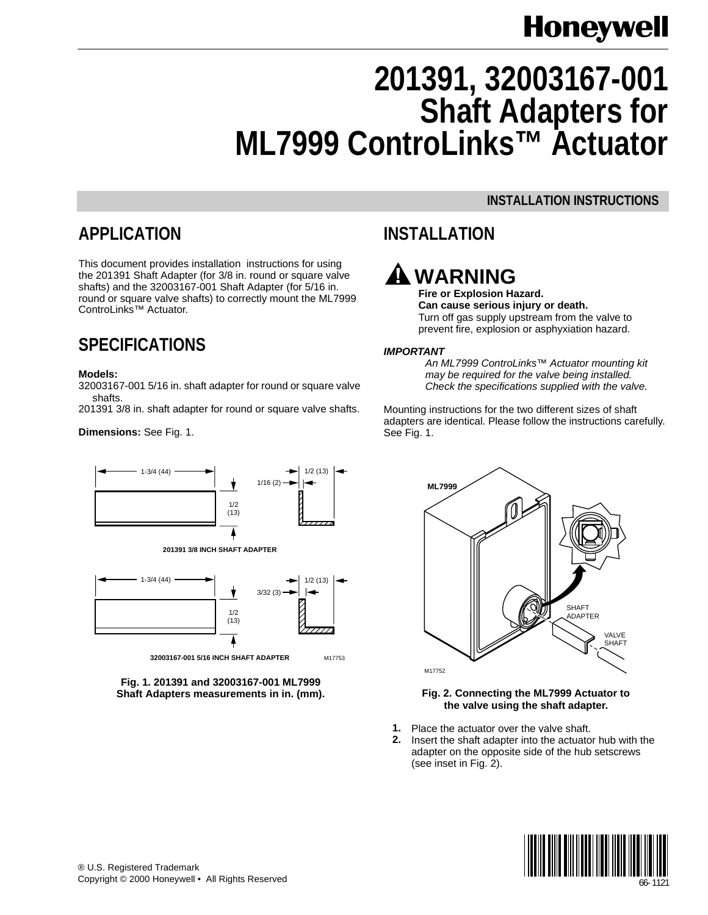# 201391, 32003167-001 Shaft Adapters for ML7999 ControLinks™ Actuator

INSTALLATION INSTRUCTIONS

## APPLICATION

This document provides installation instructions for using the 201391 Shaft Adapter (for 3/8 in. round or square valve shafts) and the 32003167-001 Shaft Adapter (for 5/16 in. round or square valve shafts) to correctly mount the ML7999 ControLinks™ Actuator.

## SPECIFICATIONS

**Models:**
32003167-001 5/16 in. shaft adapter for round or square valve shafts.
201391 3/8 in. shaft adapter for round or square valve shafts.

**Dimensions:** See Fig. 1.

Fig. 1. 201391 and 32003167-001 ML7999 Shaft Adapters measurements in in. (mm).

## INSTALLATION

**WARNING**
**Fire or Explosion Hazard.**
**Can cause serious injury or death.**
Turn off gas supply upstream from the valve to prevent fire, explosion or asphyxiation hazard.

***IMPORTANT***
*An ML7999 ControLinks™ Actuator mounting kit may be required for the valve being installed. Check the specifications supplied with the valve.*

Mounting instructions for the two different sizes of shaft adapters are identical. Please follow the instructions carefully. See Fig. 1.

Fig. 2. Connecting the ML7999 Actuator to the valve using the shaft adapter.

1. Place the actuator over the valve shaft.
2. Insert the shaft adapter into the actuator hub with the adapter on the opposite side of the hub setscrews (see inset in Fig. 2).

® U.S. Registered Trademark
Copyright © 2000 Honeywell • All Rights Reserved

66-1121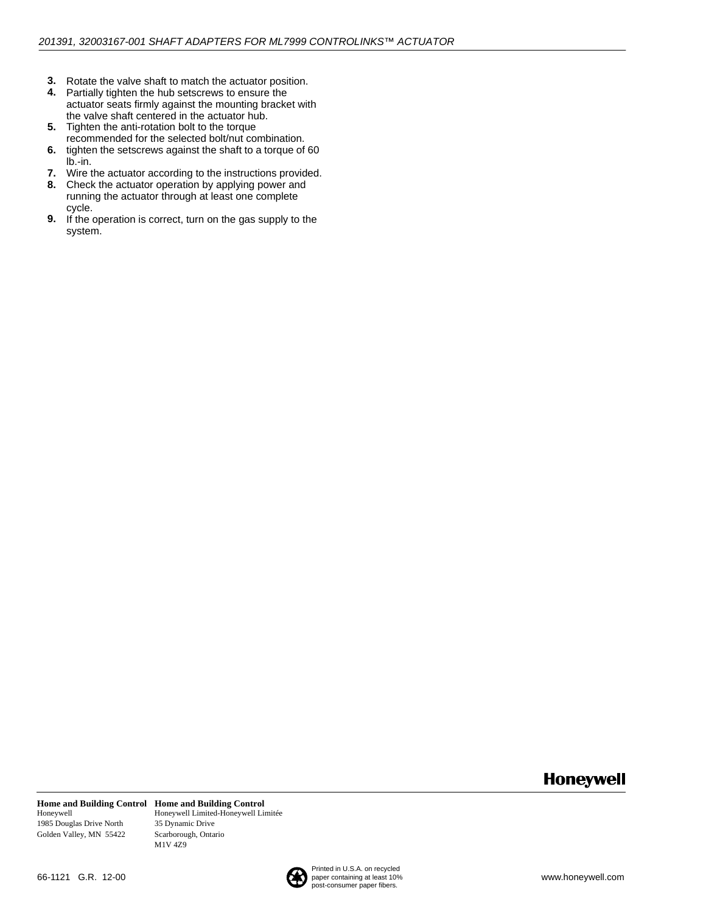3. Rotate the valve shaft to match the actuator position.
4. Partially tighten the hub setscrews to ensure the actuator seats firmly against the mounting bracket with the valve shaft centered in the actuator hub.
5. Tighten the anti-rotation bolt to the torque recommended for the selected bolt/nut combination.
6. tighten the setscrews against the shaft to a torque of 60 lb.-in.
7. Wire the actuator according to the instructions provided.
8. Check the actuator operation by applying power and running the actuator through at least one complete cycle.
9. If the operation is correct, turn on the gas supply to the system.

**Honeywell**

**Home and Building Control**
Honeywell
1985 Douglas Drive North
Golden Valley, MN 55422

**Home and Building Control**
Honeywell Limited-Honeywell Limitée
35 Dynamic Drive
Scarborough, Ontario
M1V 4Z9

66-1121 G.R. 12-00

Printed in U.S.A. on recycled paper containing at least 10% post-consumer paper fibers.

www.honeywell.com